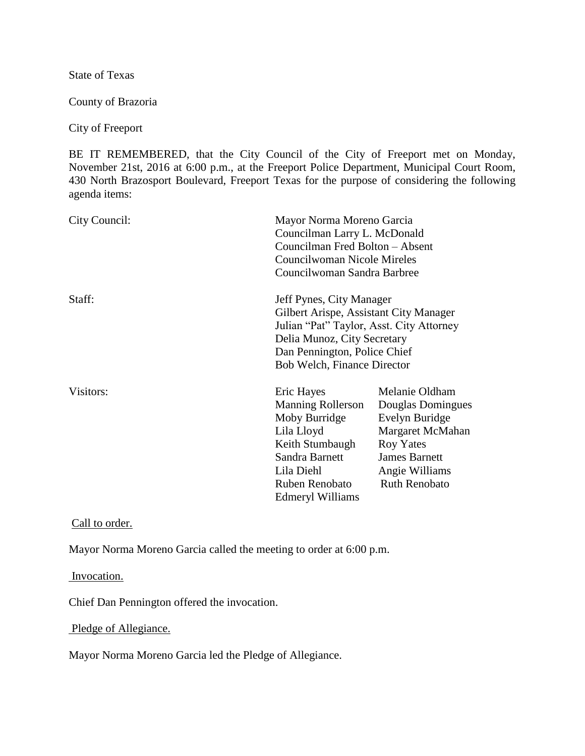State of Texas

County of Brazoria

City of Freeport

BE IT REMEMBERED, that the City Council of the City of Freeport met on Monday, November 21st, 2016 at 6:00 p.m., at the Freeport Police Department, Municipal Court Room, 430 North Brazosport Boulevard, Freeport Texas for the purpose of considering the following agenda items:

| | | |
|---|---|---|
| City Council: | Mayor Norma Moreno Garcia<br>Councilman Larry L. McDonald<br>Councilman Fred Bolton – Absent<br>Councilwoman Nicole Mireles<br>Councilwoman Sandra Barbree | |
| Staff: | Jeff Pynes, City Manager<br>Gilbert Arispe, Assistant City Manager<br>Julian "Pat" Taylor, Asst. City Attorney<br>Delia Munoz, City Secretary<br>Dan Pennington, Police Chief<br>Bob Welch, Finance Director | |
| Visitors: | Eric Hayes<br>Manning Rollerson<br>Moby Burridge<br>Lila Lloyd<br>Keith Stumbaugh<br>Sandra Barnett<br>Lila Diehl<br>Ruben Renobato<br>Edmeryl Williams | Melanie Oldham<br>Douglas Domingues<br>Evelyn Buridge<br>Margaret McMahan<br>Roy Yates<br>James Barnett<br>Angie Williams<br>Ruth Renobato |

Call to order.

Mayor Norma Moreno Garcia called the meeting to order at 6:00 p.m.

Invocation.

Chief Dan Pennington offered the invocation.

Pledge of Allegiance.

Mayor Norma Moreno Garcia led the Pledge of Allegiance.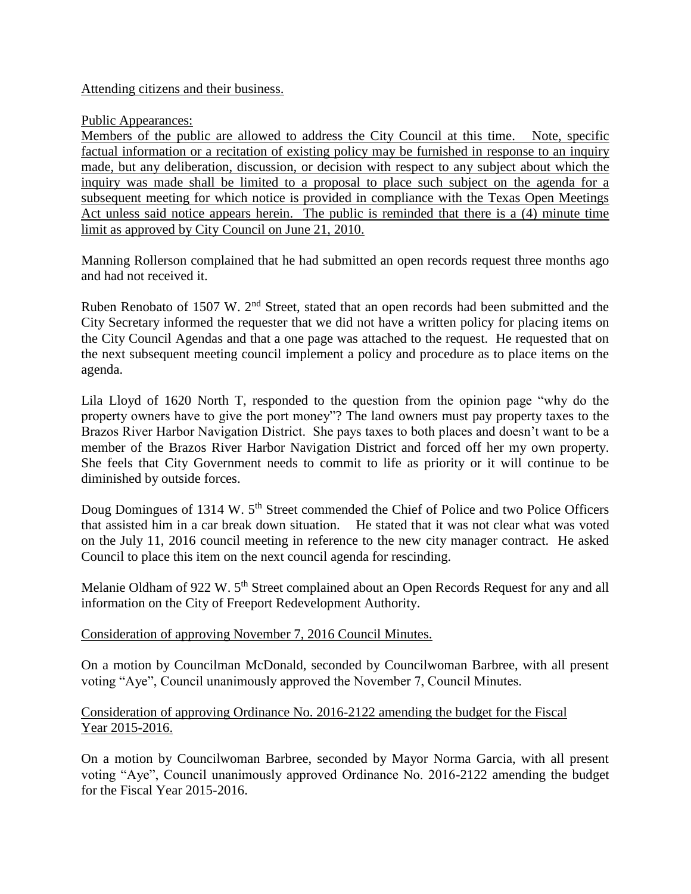Attending citizens and their business.

Public Appearances:

Members of the public are allowed to address the City Council at this time. Note, specific factual information or a recitation of existing policy may be furnished in response to an inquiry made, but any deliberation, discussion, or decision with respect to any subject about which the inquiry was made shall be limited to a proposal to place such subject on the agenda for a subsequent meeting for which notice is provided in compliance with the Texas Open Meetings Act unless said notice appears herein. The public is reminded that there is a (4) minute time limit as approved by City Council on June 21, 2010.

Manning Rollerson complained that he had submitted an open records request three months ago and had not received it.

Ruben Renobato of 1507 W. 2nd Street, stated that an open records had been submitted and the City Secretary informed the requester that we did not have a written policy for placing items on the City Council Agendas and that a one page was attached to the request. He requested that on the next subsequent meeting council implement a policy and procedure as to place items on the agenda.

Lila Lloyd of 1620 North T, responded to the question from the opinion page "why do the property owners have to give the port money"? The land owners must pay property taxes to the Brazos River Harbor Navigation District. She pays taxes to both places and doesn't want to be a member of the Brazos River Harbor Navigation District and forced off her my own property. She feels that City Government needs to commit to life as priority or it will continue to be diminished by outside forces.

Doug Domingues of 1314 W. 5th Street commended the Chief of Police and two Police Officers that assisted him in a car break down situation. He stated that it was not clear what was voted on the July 11, 2016 council meeting in reference to the new city manager contract. He asked Council to place this item on the next council agenda for rescinding.

Melanie Oldham of 922 W. 5th Street complained about an Open Records Request for any and all information on the City of Freeport Redevelopment Authority.

Consideration of approving November 7, 2016 Council Minutes.

On a motion by Councilman McDonald, seconded by Councilwoman Barbree, with all present voting "Aye", Council unanimously approved the November 7, Council Minutes.

Consideration of approving Ordinance No. 2016-2122 amending the budget for the Fiscal Year 2015-2016.

On a motion by Councilwoman Barbree, seconded by Mayor Norma Garcia, with all present voting "Aye", Council unanimously approved Ordinance No. 2016-2122 amending the budget for the Fiscal Year 2015-2016.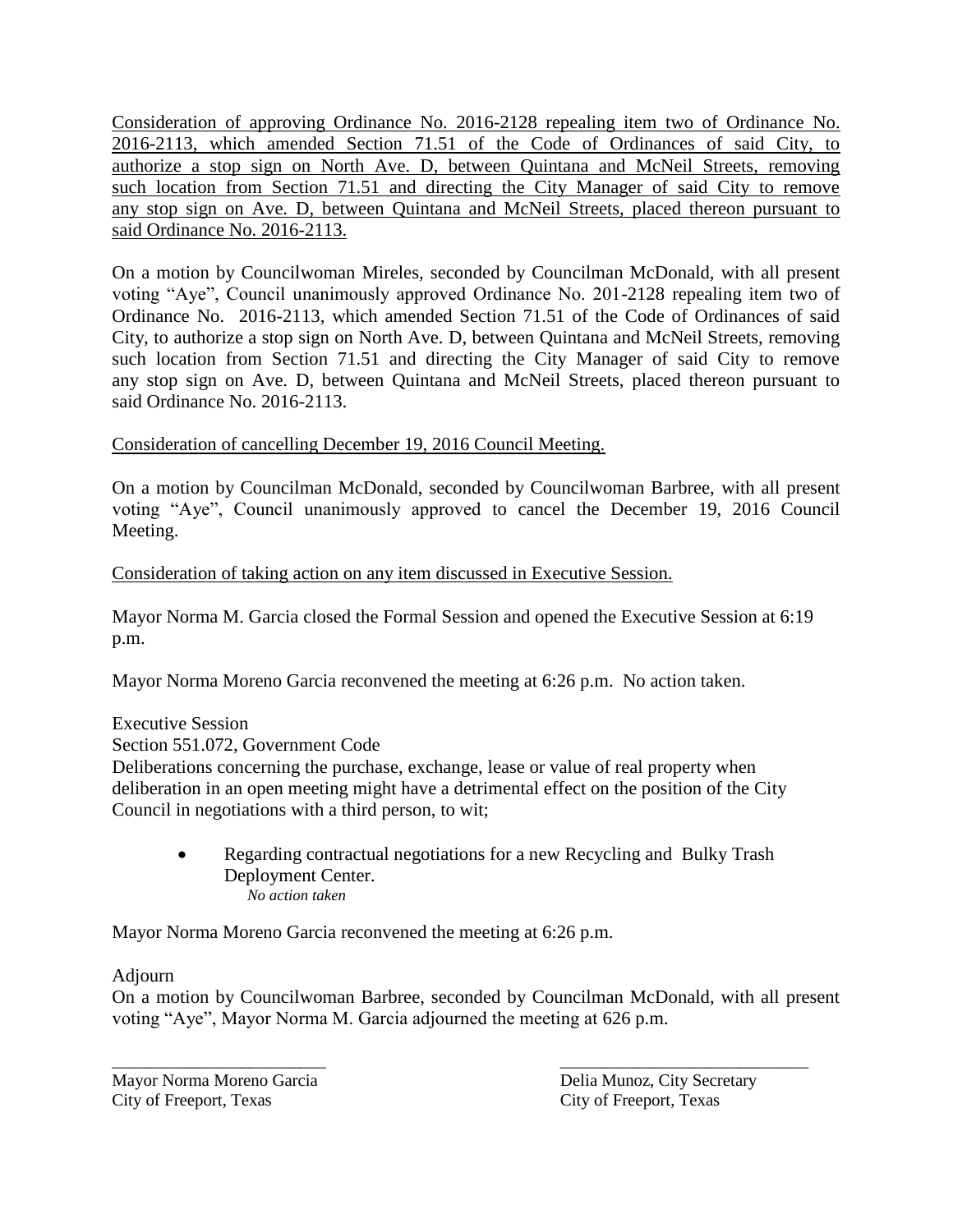<u>Consideration of approving Ordinance No. 2016-2128 repealing item two of Ordinance No. 2016-2113, which amended Section 71.51 of the Code of Ordinances of said City, to authorize a stop sign on North Ave. D, between Quintana and McNeil Streets, removing such location from Section 71.51 and directing the City Manager of said City to remove any stop sign on Ave. D, between Quintana and McNeil Streets, placed thereon pursuant to said Ordinance No. 2016-2113.</u>

On a motion by Councilwoman Mireles, seconded by Councilman McDonald, with all present voting "Aye", Council unanimously approved Ordinance No. 201-2128 repealing item two of Ordinance No. 2016-2113, which amended Section 71.51 of the Code of Ordinances of said City, to authorize a stop sign on North Ave. D, between Quintana and McNeil Streets, removing such location from Section 71.51 and directing the City Manager of said City to remove any stop sign on Ave. D, between Quintana and McNeil Streets, placed thereon pursuant to said Ordinance No. 2016-2113.

<u>Consideration of cancelling December 19, 2016 Council Meeting.</u>

On a motion by Councilman McDonald, seconded by Councilwoman Barbree, with all present voting "Aye", Council unanimously approved to cancel the December 19, 2016 Council Meeting.

<u>Consideration of taking action on any item discussed in Executive Session.</u>

Mayor Norma M. Garcia closed the Formal Session and opened the Executive Session at 6:19 p.m.

Mayor Norma Moreno Garcia reconvened the meeting at 6:26 p.m. No action taken.

Executive Session
Section 551.072, Government Code
Deliberations concerning the purchase, exchange, lease or value of real property when deliberation in an open meeting might have a detrimental effect on the position of the City Council in negotiations with a third person, to wit;

- Regarding contractual negotiations for a new Recycling and Bulky Trash Deployment Center.
  *No action taken*

Mayor Norma Moreno Garcia reconvened the meeting at 6:26 p.m.

Adjourn
On a motion by Councilwoman Barbree, seconded by Councilman McDonald, with all present voting "Aye", Mayor Norma M. Garcia adjourned the meeting at 626 p.m.

| | |
|---|---|
| ________________________ | ____________________________ |
| Mayor Norma Moreno Garcia | Delia Munoz, City Secretary |
| City of Freeport, Texas | City of Freeport, Texas |